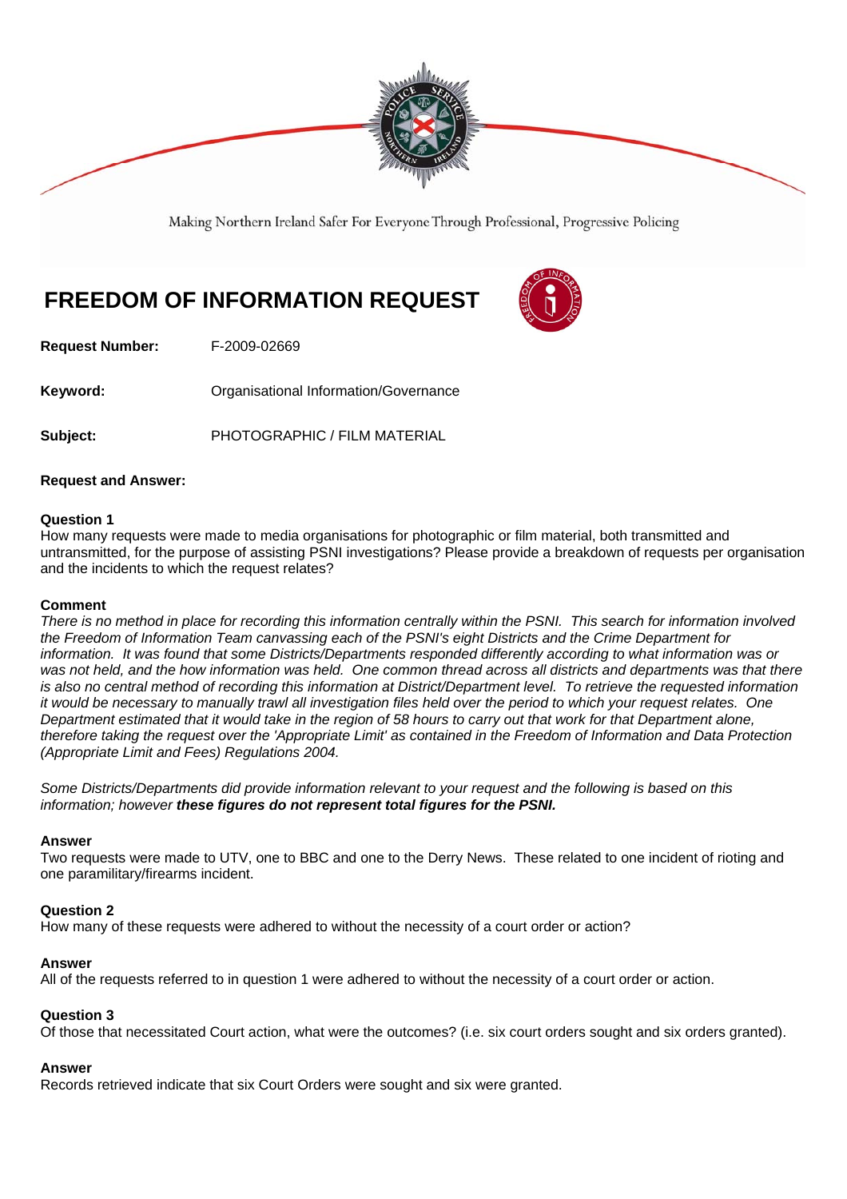Making Northern Ireland Safer For Everyone Through Professional, Progressive Policing

# FREEDOM OF INFORMATION REQUEST

**Request Number:** F-2009-02669

**Keyword:** Organisational Information/Governance

**Subject:** PHOTOGRAPHIC / FILM MATERIAL

**Request and Answer:**

**Question 1**
How many requests were made to media organisations for photographic or film material, both transmitted and untransmitted, for the purpose of assisting PSNI investigations? Please provide a breakdown of requests per organisation and the incidents to which the request relates?

**Comment**
*There is no method in place for recording this information centrally within the PSNI. This search for information involved the Freedom of Information Team canvassing each of the PSNI's eight Districts and the Crime Department for information. It was found that some Districts/Departments responded differently according to what information was or was not held, and the how information was held. One common thread across all districts and departments was that there is also no central method of recording this information at District/Department level. To retrieve the requested information it would be necessary to manually trawl all investigation files held over the period to which your request relates. One Department estimated that it would take in the region of 58 hours to carry out that work for that Department alone, therefore taking the request over the 'Appropriate Limit' as contained in the Freedom of Information and Data Protection (Appropriate Limit and Fees) Regulations 2004.*

*Some Districts/Departments did provide information relevant to your request and the following is based on this information; however* ***these figures do not represent total figures for the PSNI.***

**Answer**
Two requests were made to UTV, one to BBC and one to the Derry News. These related to one incident of rioting and one paramilitary/firearms incident.

**Question 2**
How many of these requests were adhered to without the necessity of a court order or action?

**Answer**
All of the requests referred to in question 1 were adhered to without the necessity of a court order or action.

**Question 3**
Of those that necessitated Court action, what were the outcomes? (i.e. six court orders sought and six orders granted).

**Answer**
Records retrieved indicate that six Court Orders were sought and six were granted.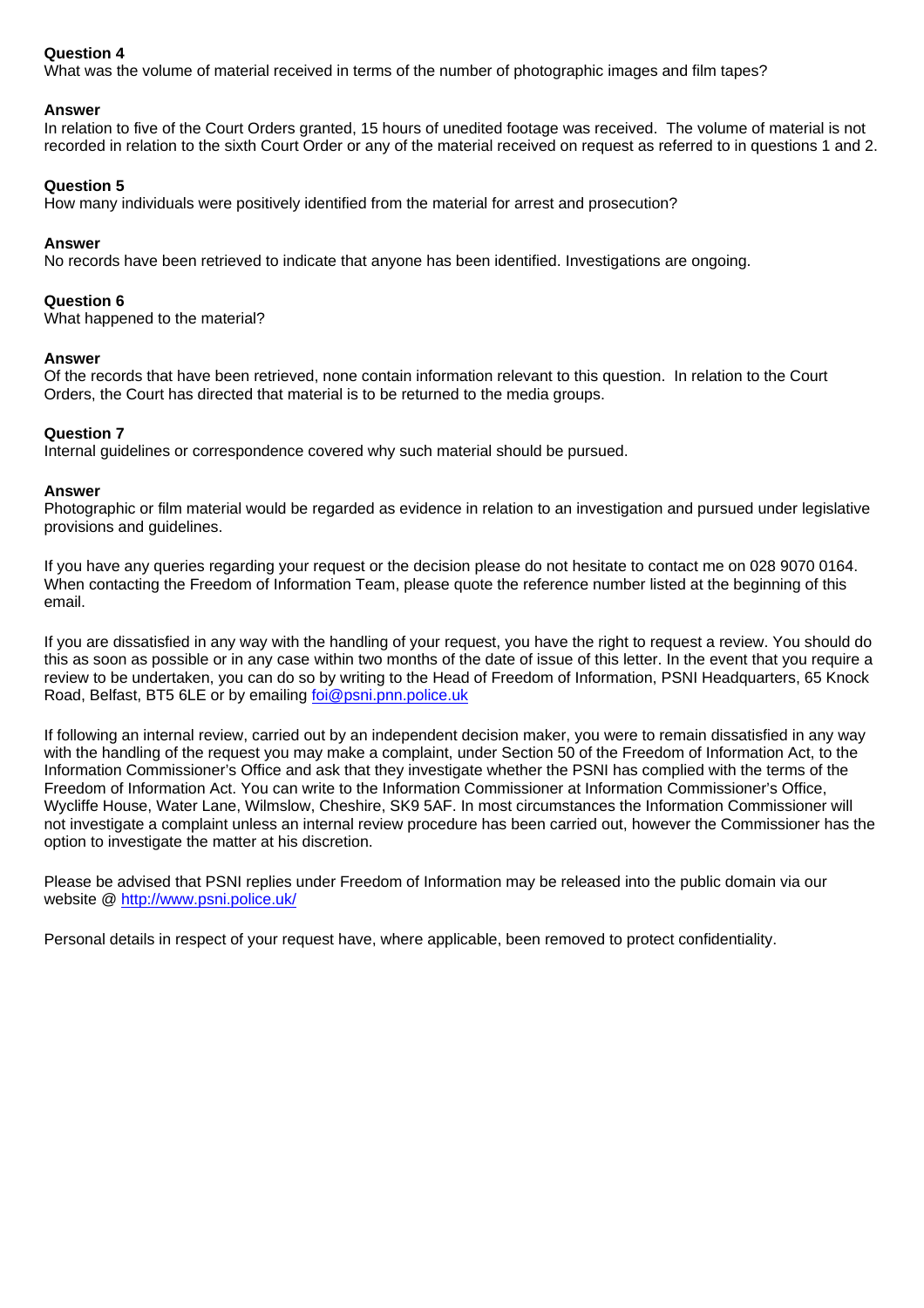**Question 4**
What was the volume of material received in terms of the number of photographic images and film tapes?

**Answer**
In relation to five of the Court Orders granted, 15 hours of unedited footage was received. The volume of material is not recorded in relation to the sixth Court Order or any of the material received on request as referred to in questions 1 and 2.

**Question 5**
How many individuals were positively identified from the material for arrest and prosecution?

**Answer**
No records have been retrieved to indicate that anyone has been identified. Investigations are ongoing.

**Question 6**
What happened to the material?

**Answer**
Of the records that have been retrieved, none contain information relevant to this question. In relation to the Court Orders, the Court has directed that material is to be returned to the media groups.

**Question 7**
Internal guidelines or correspondence covered why such material should be pursued.

**Answer**
Photographic or film material would be regarded as evidence in relation to an investigation and pursued under legislative provisions and guidelines.

If you have any queries regarding your request or the decision please do not hesitate to contact me on 028 9070 0164. When contacting the Freedom of Information Team, please quote the reference number listed at the beginning of this email.

If you are dissatisfied in any way with the handling of your request, you have the right to request a review. You should do this as soon as possible or in any case within two months of the date of issue of this letter. In the event that you require a review to be undertaken, you can do so by writing to the Head of Freedom of Information, PSNI Headquarters, 65 Knock Road, Belfast, BT5 6LE or by emailing [foi@psni.pnn.police.uk](mailto:foi@psni.pnn.police.uk)

If following an internal review, carried out by an independent decision maker, you were to remain dissatisfied in any way with the handling of the request you may make a complaint, under Section 50 of the Freedom of Information Act, to the Information Commissioner's Office and ask that they investigate whether the PSNI has complied with the terms of the Freedom of Information Act. You can write to the Information Commissioner at Information Commissioner's Office, Wycliffe House, Water Lane, Wilmslow, Cheshire, SK9 5AF. In most circumstances the Information Commissioner will not investigate a complaint unless an internal review procedure has been carried out, however the Commissioner has the option to investigate the matter at his discretion.

Please be advised that PSNI replies under Freedom of Information may be released into the public domain via our website @ [http://www.psni.police.uk/](http://www.psni.police.uk/)

Personal details in respect of your request have, where applicable, been removed to protect confidentiality.